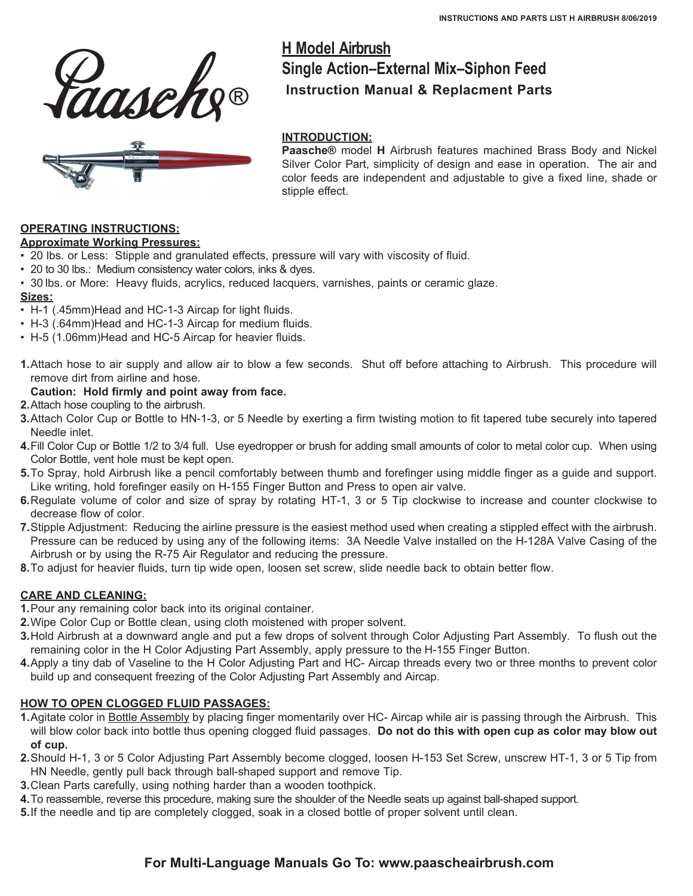# H Model Airbrush

## Single Action–External Mix–Siphon Feed

### Instruction Manual & Replacment Parts

**INTRODUCTION:**

**Paasche®** model **H** Airbrush features machined Brass Body and Nickel Silver Color Part, simplicity of design and ease in operation. The air and color feeds are independent and adjustable to give a fixed line, shade or stipple effect.

**OPERATING INSTRUCTIONS:**

**Approximate Working Pressures:**

- 20 lbs. or Less: Stipple and granulated effects, pressure will vary with viscosity of fluid.
- 20 to 30 lbs.: Medium consistency water colors, inks & dyes.
- 30 lbs. or More: Heavy fluids, acrylics, reduced lacquers, varnishes, paints or ceramic glaze.

**Sizes:**

- H-1 (.45mm)Head and HC-1-3 Aircap for light fluids.
- H-3 (.64mm)Head and HC-1-3 Aircap for medium fluids.
- H-5 (1.06mm)Head and HC-5 Aircap for heavier fluids.

1. Attach hose to air supply and allow air to blow a few seconds. Shut off before attaching to Airbrush. This procedure will remove dirt from airline and hose.
   **Caution: Hold firmly and point away from face.**
2. Attach hose coupling to the airbrush.
3. Attach Color Cup or Bottle to HN-1-3, or 5 Needle by exerting a firm twisting motion to fit tapered tube securely into tapered Needle inlet.
4. Fill Color Cup or Bottle 1/2 to 3/4 full. Use eyedropper or brush for adding small amounts of color to metal color cup. When using Color Bottle, vent hole must be kept open.
5. To Spray, hold Airbrush like a pencil comfortably between thumb and forefinger using middle finger as a guide and support. Like writing, hold forefinger easily on H-155 Finger Button and Press to open air valve.
6. Regulate volume of color and size of spray by rotating HT-1, 3 or 5 Tip clockwise to increase and counter clockwise to decrease flow of color.
7. Stipple Adjustment: Reducing the airline pressure is the easiest method used when creating a stippled effect with the airbrush. Pressure can be reduced by using any of the following items: 3A Needle Valve installed on the H-128A Valve Casing of the Airbrush or by using the R-75 Air Regulator and reducing the pressure.
8. To adjust for heavier fluids, turn tip wide open, loosen set screw, slide needle back to obtain better flow.

**CARE AND CLEANING:**

1. Pour any remaining color back into its original container.
2. Wipe Color Cup or Bottle clean, using cloth moistened with proper solvent.
3. Hold Airbrush at a downward angle and put a few drops of solvent through Color Adjusting Part Assembly. To flush out the remaining color in the H Color Adjusting Part Assembly, apply pressure to the H-155 Finger Button.
4. Apply a tiny dab of Vaseline to the H Color Adjusting Part and HC- Aircap threads every two or three months to prevent color build up and consequent freezing of the Color Adjusting Part Assembly and Aircap.

**HOW TO OPEN CLOGGED FLUID PASSAGES:**

1. Agitate color in Bottle Assembly by placing finger momentarily over HC- Aircap while air is passing through the Airbrush. This will blow color back into bottle thus opening clogged fluid passages. **Do not do this with open cup as color may blow out of cup.**
2. Should H-1, 3 or 5 Color Adjusting Part Assembly become clogged, loosen H-153 Set Screw, unscrew HT-1, 3 or 5 Tip from HN Needle, gently pull back through ball-shaped support and remove Tip.
3. Clean Parts carefully, using nothing harder than a wooden toothpick.
4. To reassemble, reverse this procedure, making sure the shoulder of the Needle seats up against ball-shaped support.
5. If the needle and tip are completely clogged, soak in a closed bottle of proper solvent until clean.

**For Multi-Language Manuals Go To: www.paascheairbrush.com**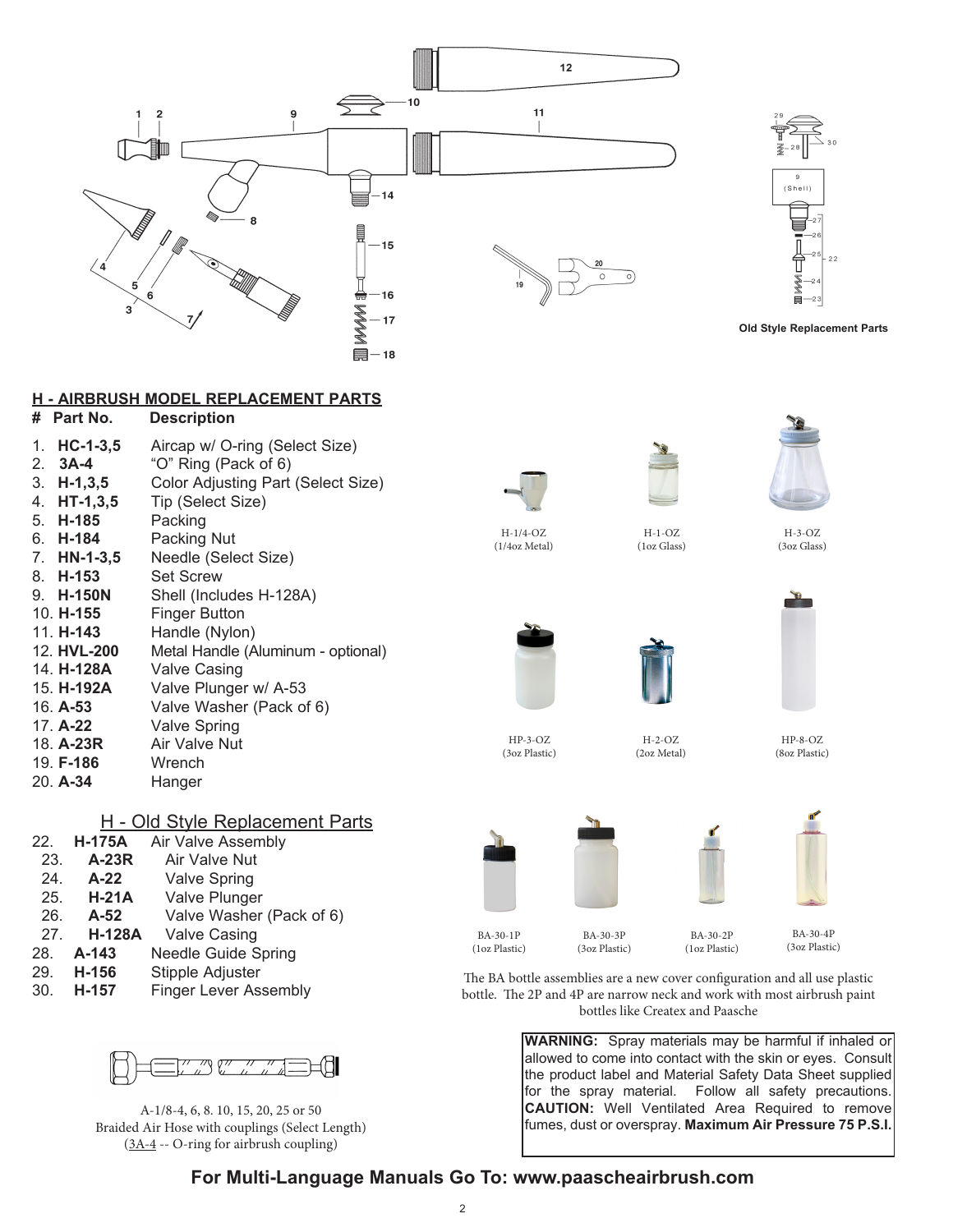## H - AIRBRUSH MODEL REPLACEMENT PARTS

| # | Part No. | Description |
|---|---|---|
| 1. | **HC-1-3,5** | Aircap w/ O-ring (Select Size) |
| 2. | **3A-4** | "O" Ring (Pack of 6) |
| 3. | **H-1,3,5** | Color Adjusting Part (Select Size) |
| 4. | **HT-1,3,5** | Tip (Select Size) |
| 5. | **H-185** | Packing |
| 6. | **H-184** | Packing Nut |
| 7. | **HN-1-3,5** | Needle (Select Size) |
| 8. | **H-153** | Set Screw |
| 9. | **H-150N** | Shell (Includes H-128A) |
| 10. | **H-155** | Finger Button |
| 11. | **H-143** | Handle (Nylon) |
| 12. | **HVL-200** | Metal Handle (Aluminum - optional) |
| 14. | **H-128A** | Valve Casing |
| 15. | **H-192A** | Valve Plunger w/ A-53 |
| 16. | **A-53** | Valve Washer (Pack of 6) |
| 17. | **A-22** | Valve Spring |
| 18. | **A-23R** | Air Valve Nut |
| 19. | **F-186** | Wrench |
| 20. | **A-34** | Hanger |

### H - Old Style Replacement Parts

| # | Part No. | Description |
|---|---|---|
| 22. | **H-175A** | Air Valve Assembly |
| 23. | **A-23R** | Air Valve Nut |
| 24. | **A-22** | Valve Spring |
| 25. | **H-21A** | Valve Plunger |
| 26. | **A-52** | Valve Washer (Pack of 6) |
| 27. | **H-128A** | Valve Casing |
| 28. | **A-143** | Needle Guide Spring |
| 29. | **H-156** | Stipple Adjuster |
| 30. | **H-157** | Finger Lever Assembly |

Old Style Replacement Parts

H-1/4-OZ (1/4oz Metal)

H-1-OZ (1oz Glass)

H-3-OZ (3oz Glass)

HP-3-OZ (3oz Plastic)

H-2-OZ (2oz Metal)

HP-8-OZ (8oz Plastic)

BA-30-1P (1oz Plastic)

BA-30-3P (3oz Plastic)

BA-30-2P (1oz Plastic)

BA-30-4P (3oz Plastic)

The BA bottle assemblies are a new cover configuration and all use plastic bottle. The 2P and 4P are narrow neck and work with most airbrush paint bottles like Createx and Paasche

A-1/8-4, 6, 8. 10, 15, 20, 25 or 50
Braided Air Hose with couplings (Select Length)
(3A-4 -- O-ring for airbrush coupling)

**WARNING:** Spray materials may be harmful if inhaled or allowed to come into contact with the skin or eyes. Consult the product label and Material Safety Data Sheet supplied for the spray material. Follow all safety precautions. **CAUTION:** Well Ventilated Area Required to remove fumes, dust or overspray. **Maximum Air Pressure 75 P.S.I.**

**For Multi-Language Manuals Go To: www.paascheairbrush.com**